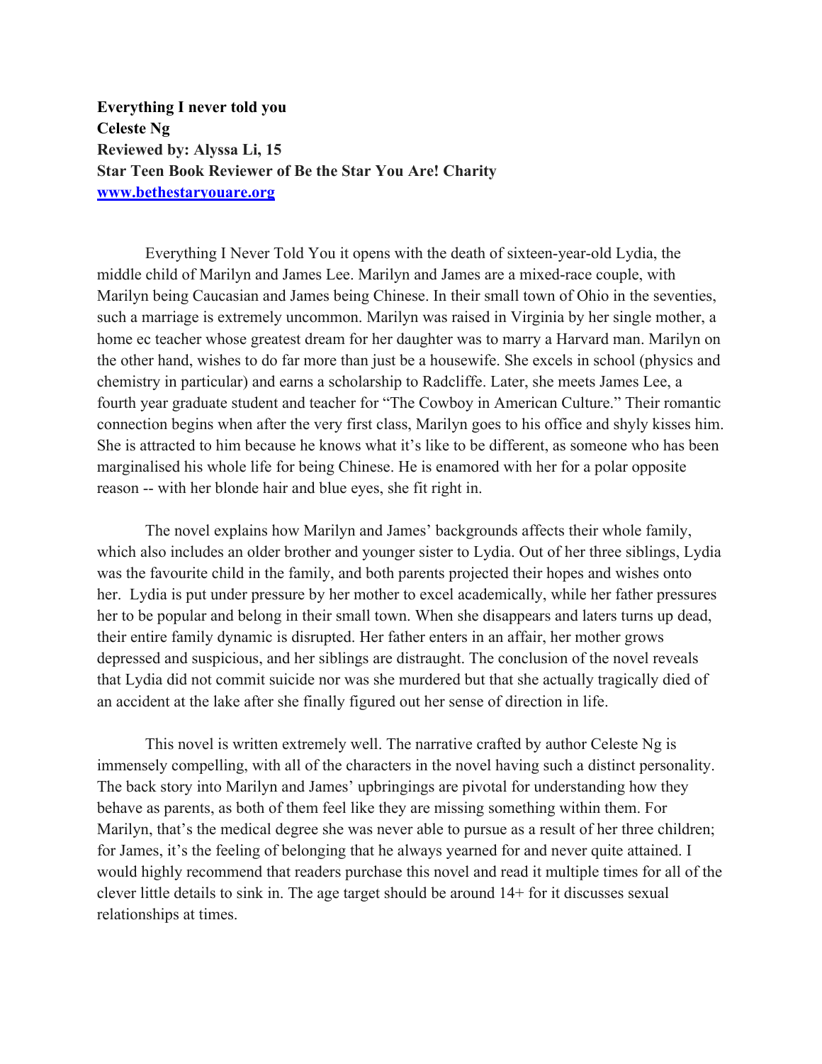**Everything I never told you**
**Celeste Ng**
**Reviewed by: Alyssa Li, 15**
**Star Teen Book Reviewer of Be the Star You Are! Charity**
**[www.bethestaryouare.org](http://www.bethestaryouare.org)**

Everything I Never Told You it opens with the death of sixteen-year-old Lydia, the middle child of Marilyn and James Lee. Marilyn and James are a mixed-race couple, with Marilyn being Caucasian and James being Chinese. In their small town of Ohio in the seventies, such a marriage is extremely uncommon. Marilyn was raised in Virginia by her single mother, a home ec teacher whose greatest dream for her daughter was to marry a Harvard man. Marilyn on the other hand, wishes to do far more than just be a housewife. She excels in school (physics and chemistry in particular) and earns a scholarship to Radcliffe. Later, she meets James Lee, a fourth year graduate student and teacher for "The Cowboy in American Culture." Their romantic connection begins when after the very first class, Marilyn goes to his office and shyly kisses him. She is attracted to him because he knows what it's like to be different, as someone who has been marginalised his whole life for being Chinese. He is enamored with her for a polar opposite reason -- with her blonde hair and blue eyes, she fit right in.

The novel explains how Marilyn and James' backgrounds affects their whole family, which also includes an older brother and younger sister to Lydia. Out of her three siblings, Lydia was the favourite child in the family, and both parents projected their hopes and wishes onto her. Lydia is put under pressure by her mother to excel academically, while her father pressures her to be popular and belong in their small town. When she disappears and laters turns up dead, their entire family dynamic is disrupted. Her father enters in an affair, her mother grows depressed and suspicious, and her siblings are distraught. The conclusion of the novel reveals that Lydia did not commit suicide nor was she murdered but that she actually tragically died of an accident at the lake after she finally figured out her sense of direction in life.

This novel is written extremely well. The narrative crafted by author Celeste Ng is immensely compelling, with all of the characters in the novel having such a distinct personality. The back story into Marilyn and James' upbringings are pivotal for understanding how they behave as parents, as both of them feel like they are missing something within them. For Marilyn, that's the medical degree she was never able to pursue as a result of her three children; for James, it's the feeling of belonging that he always yearned for and never quite attained. I would highly recommend that readers purchase this novel and read it multiple times for all of the clever little details to sink in. The age target should be around 14+ for it discusses sexual relationships at times.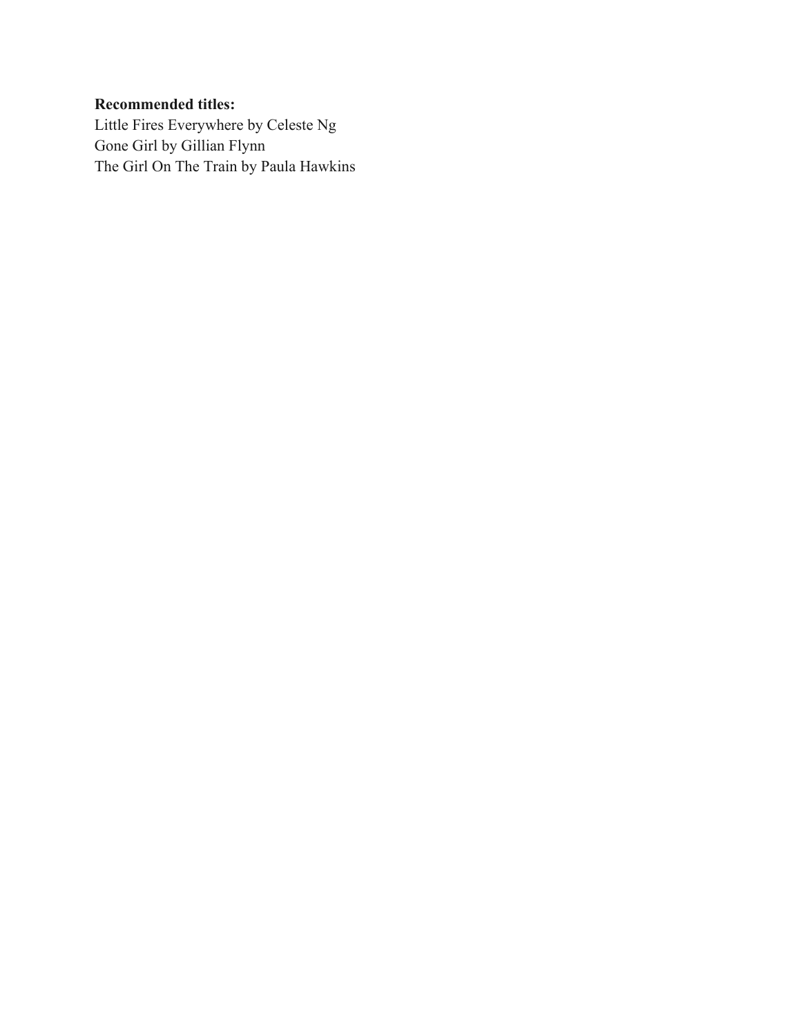**Recommended titles:**
Little Fires Everywhere by Celeste Ng
Gone Girl by Gillian Flynn
The Girl On The Train by Paula Hawkins